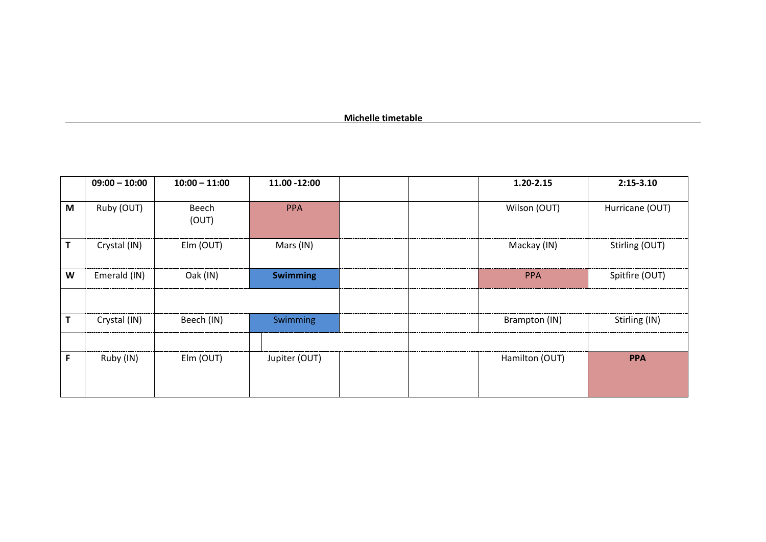**Michelle timetable**

| | 09:00 – 10:00 | 10:00 – 11:00 | 11.00 -12:00 | | | 1.20-2.15 | 2:15-3.10 |
|---|---|---|---|---|---|---|---|
| M | Ruby (OUT) | Beech (OUT) | PPA | | | Wilson (OUT) | Hurricane (OUT) |
| T | Crystal (IN) | Elm (OUT) | Mars (IN) | | | Mackay (IN) | Stirling (OUT) |
| W | Emerald (IN) | Oak (IN) | **Swimming** | | | PPA | Spitfire (OUT) |
| | | | | | | | |
| T | Crystal (IN) | Beech (IN) | Swimming | | | Brampton (IN) | Stirling (IN) |
| | | | | | | | |
| F | Ruby (IN) | Elm (OUT) | Jupiter (OUT) | | | Hamilton (OUT) | **PPA** |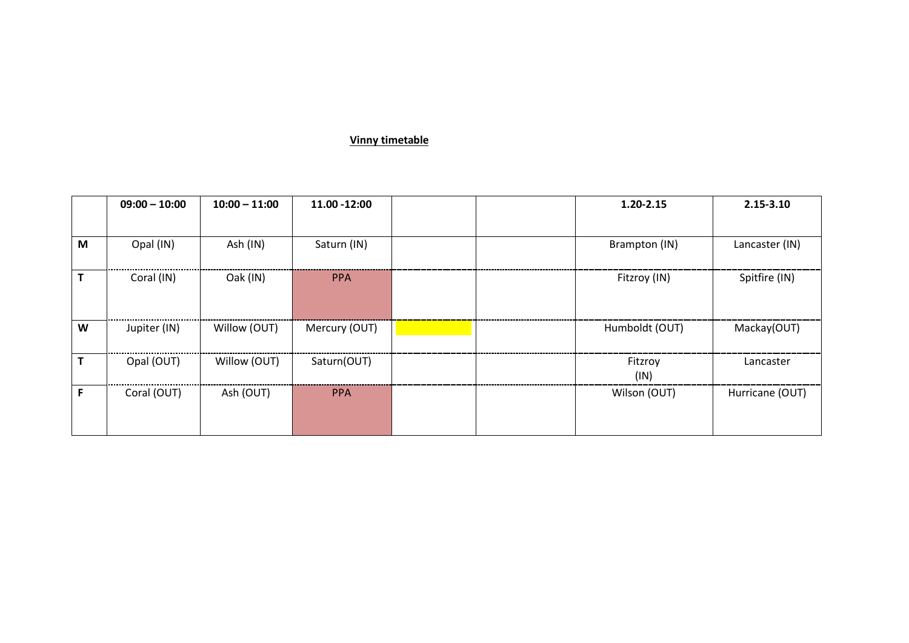**Vinny timetable**

| | 09:00 – 10:00 | 10:00 – 11:00 | 11.00 -12:00 | | | 1.20-2.15 | 2.15-3.10 |
|---|---|---|---|---|---|---|---|
| M | Opal (IN) | Ash (IN) | Saturn (IN) | | | Brampton (IN) | Lancaster (IN) |
| T | Coral (IN) | Oak (IN) | PPA | | | Fitzroy (IN) | Spitfire (IN) |
| W | Jupiter (IN) | Willow (OUT) | Mercury (OUT) | | | Humboldt (OUT) | Mackay(OUT) |
| T | Opal (OUT) | Willow (OUT) | Saturn(OUT) | | | Fitzroy (IN) | Lancaster |
| F | Coral (OUT) | Ash (OUT) | PPA | | | Wilson (OUT) | Hurricane (OUT) |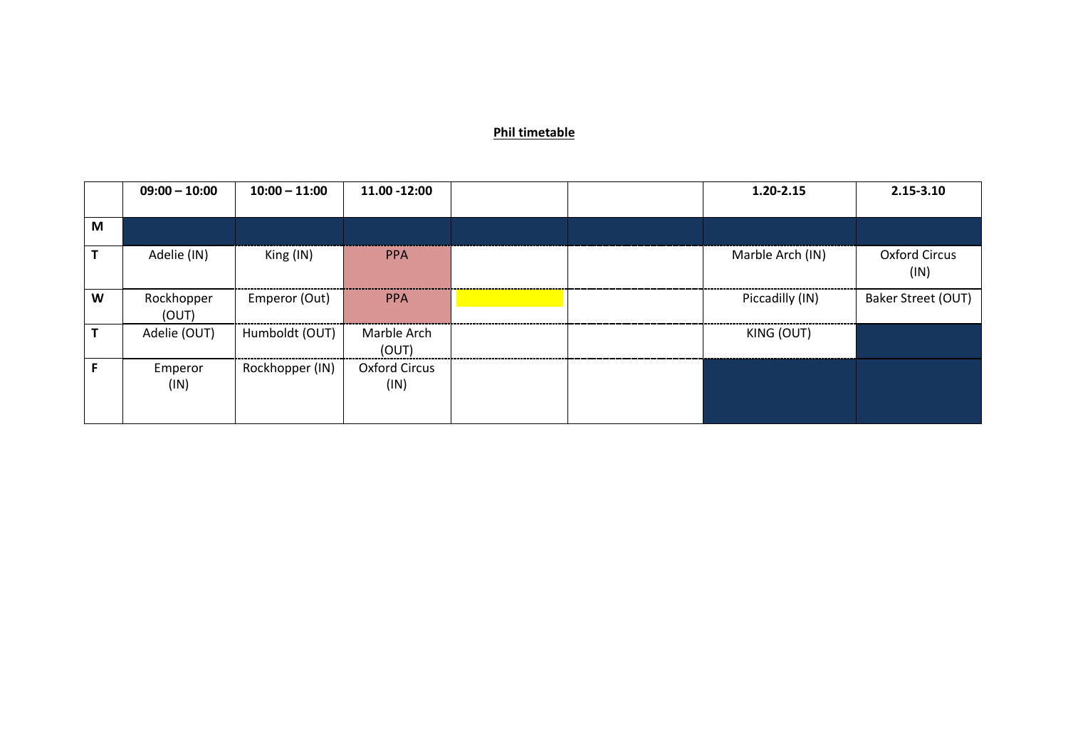**Phil timetable**

| | 09:00 – 10:00 | 10:00 – 11:00 | 11.00 -12:00 | | | 1.20-2.15 | 2.15-3.10 |
|---|---|---|---|---|---|---|---|
| M | | | | | | | |
| T | Adelie (IN) | King (IN) | PPA | | | Marble Arch (IN) | Oxford Circus (IN) |
| W | Rockhopper (OUT) | Emperor (Out) | PPA | | | Piccadilly (IN) | Baker Street (OUT) |
| T | Adelie (OUT) | Humboldt (OUT) | Marble Arch (OUT) | | | KING (OUT) | |
| F | Emperor (IN) | Rockhopper (IN) | Oxford Circus (IN) | | | | |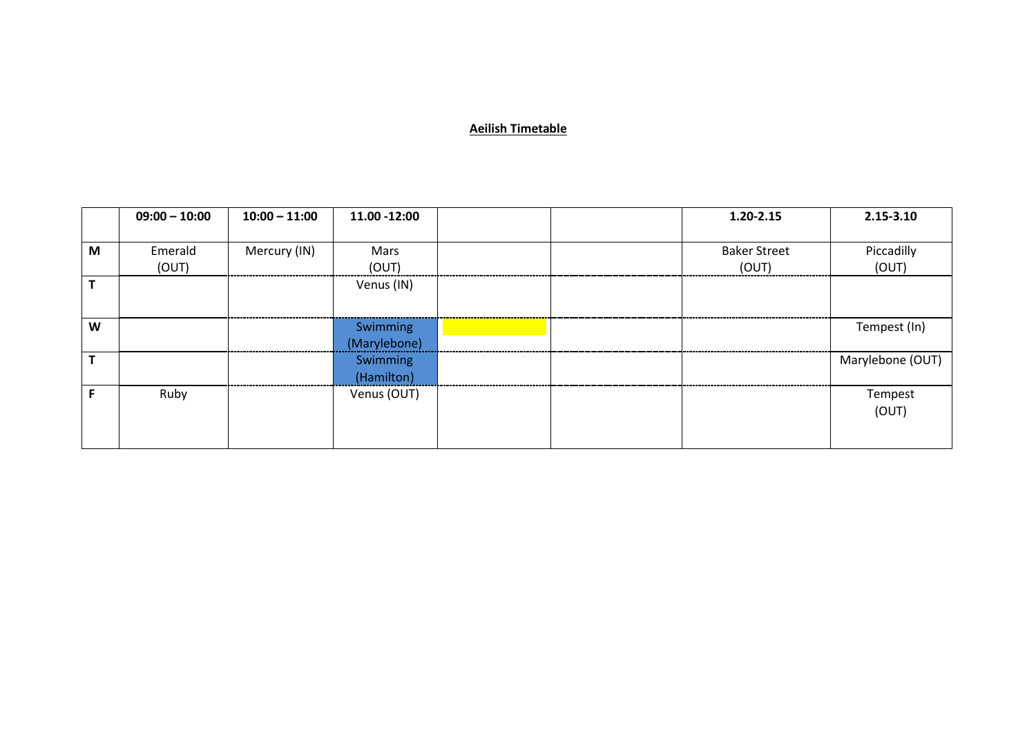**Aeilish Timetable**

| | 09:00 – 10:00 | 10:00 – 11:00 | 11.00 -12:00 | | | 1.20-2.15 | 2.15-3.10 |
|---|---|---|---|---|---|---|---|
| M | Emerald (OUT) | Mercury (IN) | Mars (OUT) | | | Baker Street (OUT) | Piccadilly (OUT) |
| T | | | Venus (IN) | | | | |
| W | | | Swimming (Marylebone) | | | | Tempest (In) |
| T | | | Swimming (Hamilton) | | | | Marylebone (OUT) |
| F | Ruby | | Venus (OUT) | | | | Tempest (OUT) |